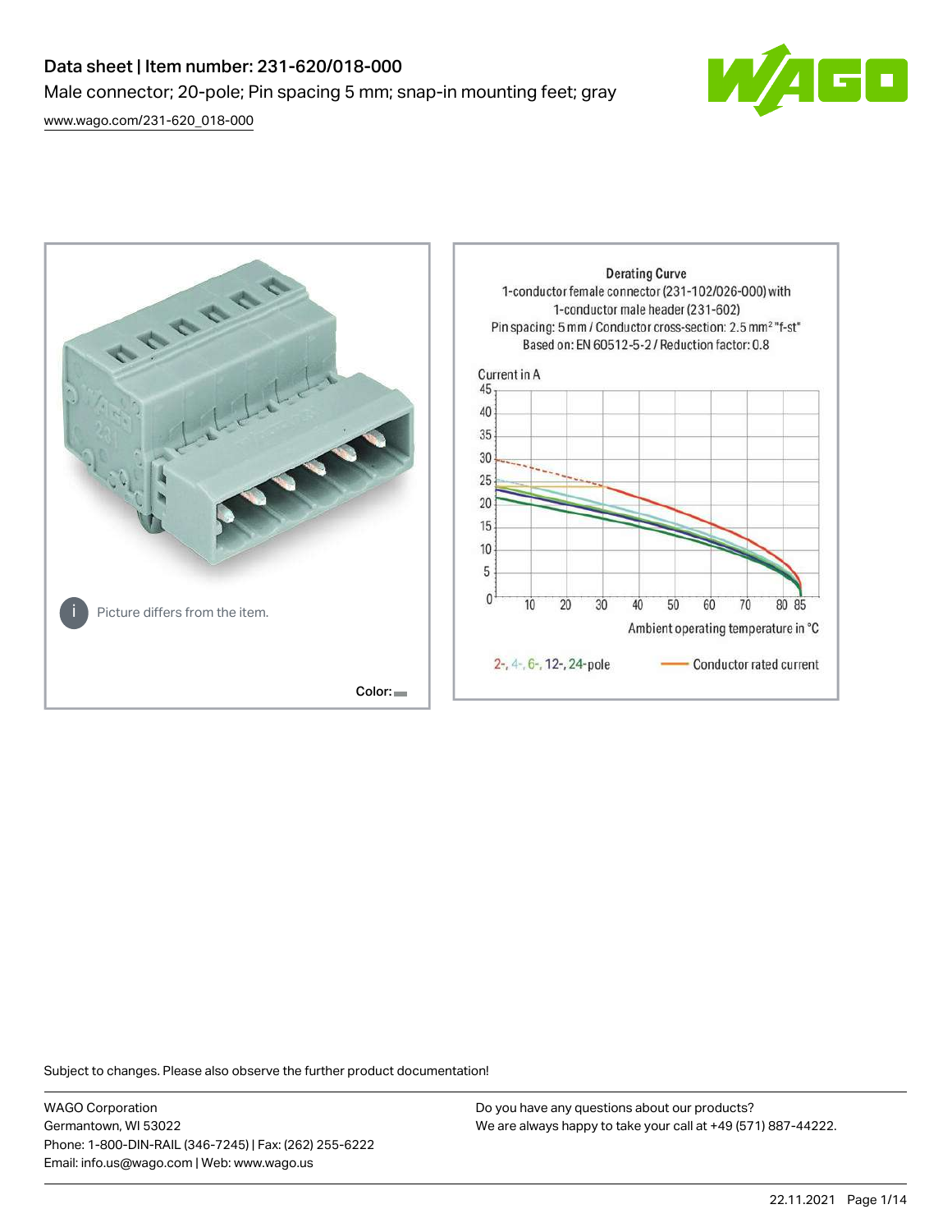# Data sheet | Item number: 231-620/018-000

Male connector; 20-pole; Pin spacing 5 mm; snap-in mounting feet; gray

[www.wago.com/231-620_018-000](www.wago.com/231-620_018-000)

Picture differs from the item.

Color:

Derating Curve
1-conductor female connector (231-102/026-000) with
1-conductor male header (231-602)
Pin spacing: 5 mm / Conductor cross-section: 2.5 mm² "f-st"
Based on: EN 60512-5-2 / Reduction factor: 0.8

Current in A

Ambient operating temperature in °C

2-, 4-, 6-, 12-, 24-pole — Conductor rated current

Subject to changes. Please also observe the further product documentation!

WAGO Corporation
Germantown, WI 53022
Phone: 1-800-DIN-RAIL (346-7245) | Fax: (262) 255-6222
Email: info.us@wago.com | Web: www.wago.us

Do you have any questions about our products?
We are always happy to take your call at +49 (571) 887-44222.

22.11.2021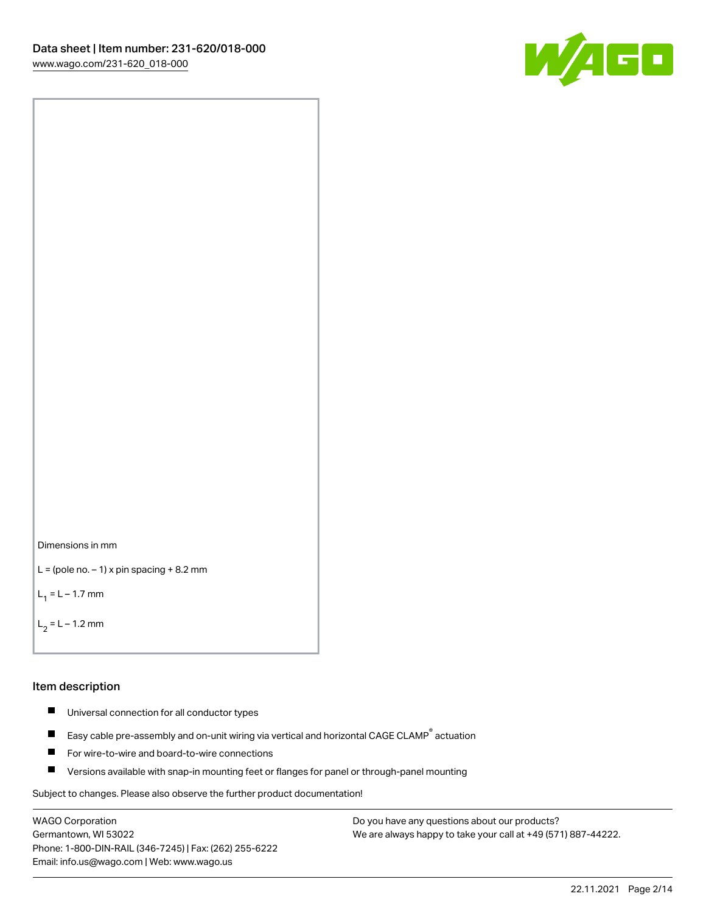Dimensions in mm

L = (pole no. – 1) x pin spacing + 8.2 mm

$L_1$ = L – 1.7 mm

$L_2$ = L – 1.2 mm

## Item description

- Universal connection for all conductor types
- Easy cable pre-assembly and on-unit wiring via vertical and horizontal CAGE CLAMP® actuation
- For wire-to-wire and board-to-wire connections
- Versions available with snap-in mounting feet or flanges for panel or through-panel mounting

Subject to changes. Please also observe the further product documentation!

WAGO Corporation
Germantown, WI 53022
Phone: 1-800-DIN-RAIL (346-7245) | Fax: (262) 255-6222
Email: info.us@wago.com | Web: www.wago.us

Do you have any questions about our products?
We are always happy to take your call at +49 (571) 887-44222.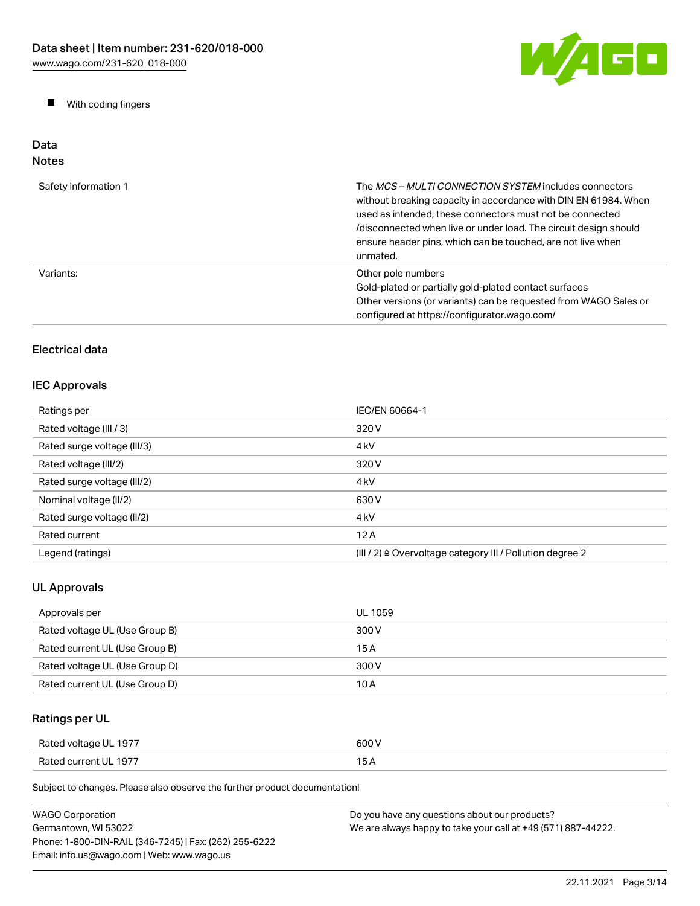- With coding fingers

## Data
### Notes

| | |
|---|---|
| Safety information 1 | The *MCS – MULTI CONNECTION SYSTEM* includes connectors without breaking capacity in accordance with DIN EN 61984. When used as intended, these connectors must not be connected /disconnected when live or under load. The circuit design should ensure header pins, which can be touched, are not live when unmated. |
| Variants: | Other pole numbers<br>Gold-plated or partially gold-plated contact surfaces<br>Other versions (or variants) can be requested from WAGO Sales or configured at https://configurator.wago.com/ |

### Electrical data

### IEC Approvals

| | |
|---|---|
| Ratings per | IEC/EN 60664-1 |
| Rated voltage (III / 3) | 320 V |
| Rated surge voltage (III/3) | 4 kV |
| Rated voltage (III/2) | 320 V |
| Rated surge voltage (III/2) | 4 kV |
| Nominal voltage (II/2) | 630 V |
| Rated surge voltage (II/2) | 4 kV |
| Rated current | 12 A |
| Legend (ratings) | (III / 2) ≙ Overvoltage category III / Pollution degree 2 |

### UL Approvals

| | |
|---|---|
| Approvals per | UL 1059 |
| Rated voltage UL (Use Group B) | 300 V |
| Rated current UL (Use Group B) | 15 A |
| Rated voltage UL (Use Group D) | 300 V |
| Rated current UL (Use Group D) | 10 A |

### Ratings per UL

| | |
|---|---|
| Rated voltage UL 1977 | 600 V |
| Rated current UL 1977 | 15 A |

Subject to changes. Please also observe the further product documentation!

WAGO Corporation
Germantown, WI 53022
Phone: 1-800-DIN-RAIL (346-7245) | Fax: (262) 255-6222
Email: info.us@wago.com | Web: www.wago.us

Do you have any questions about our products?
We are always happy to take your call at +49 (571) 887-44222.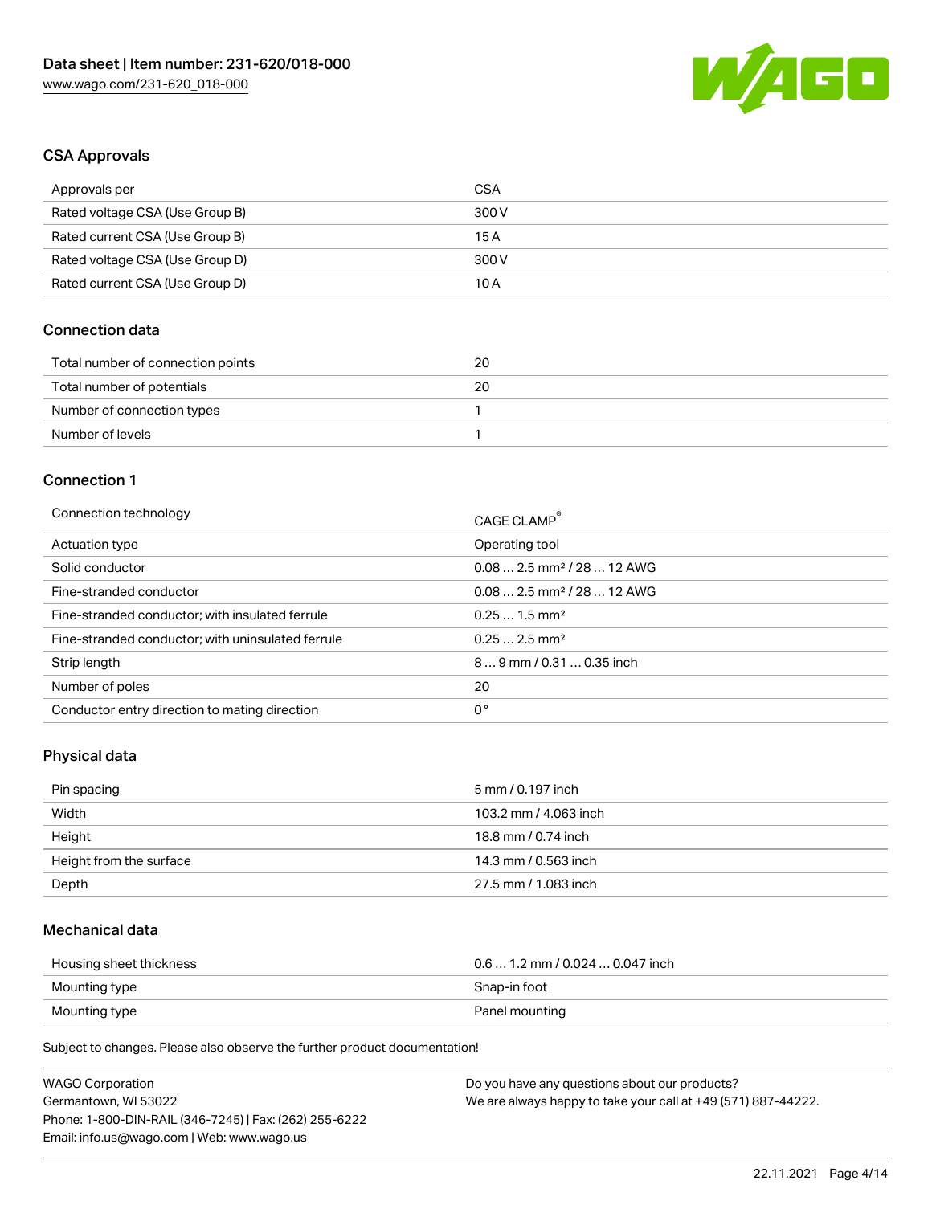## CSA Approvals

| | |
|---|---|
| Approvals per | CSA |
| Rated voltage CSA (Use Group B) | 300 V |
| Rated current CSA (Use Group B) | 15 A |
| Rated voltage CSA (Use Group D) | 300 V |
| Rated current CSA (Use Group D) | 10 A |

## Connection data

| | |
|---|---|
| Total number of connection points | 20 |
| Total number of potentials | 20 |
| Number of connection types | 1 |
| Number of levels | 1 |

## Connection 1

| | |
|---|---|
| Connection technology | CAGE CLAMP® |
| Actuation type | Operating tool |
| Solid conductor | 0.08 … 2.5 mm² / 28 … 12 AWG |
| Fine-stranded conductor | 0.08 … 2.5 mm² / 28 … 12 AWG |
| Fine-stranded conductor; with insulated ferrule | 0.25 … 1.5 mm² |
| Fine-stranded conductor; with uninsulated ferrule | 0.25 … 2.5 mm² |
| Strip length | 8 … 9 mm / 0.31 … 0.35 inch |
| Number of poles | 20 |
| Conductor entry direction to mating direction | 0 ° |

## Physical data

| | |
|---|---|
| Pin spacing | 5 mm / 0.197 inch |
| Width | 103.2 mm / 4.063 inch |
| Height | 18.8 mm / 0.74 inch |
| Height from the surface | 14.3 mm / 0.563 inch |
| Depth | 27.5 mm / 1.083 inch |

## Mechanical data

| | |
|---|---|
| Housing sheet thickness | 0.6 … 1.2 mm / 0.024 … 0.047 inch |
| Mounting type | Snap-in foot |
| Mounting type | Panel mounting |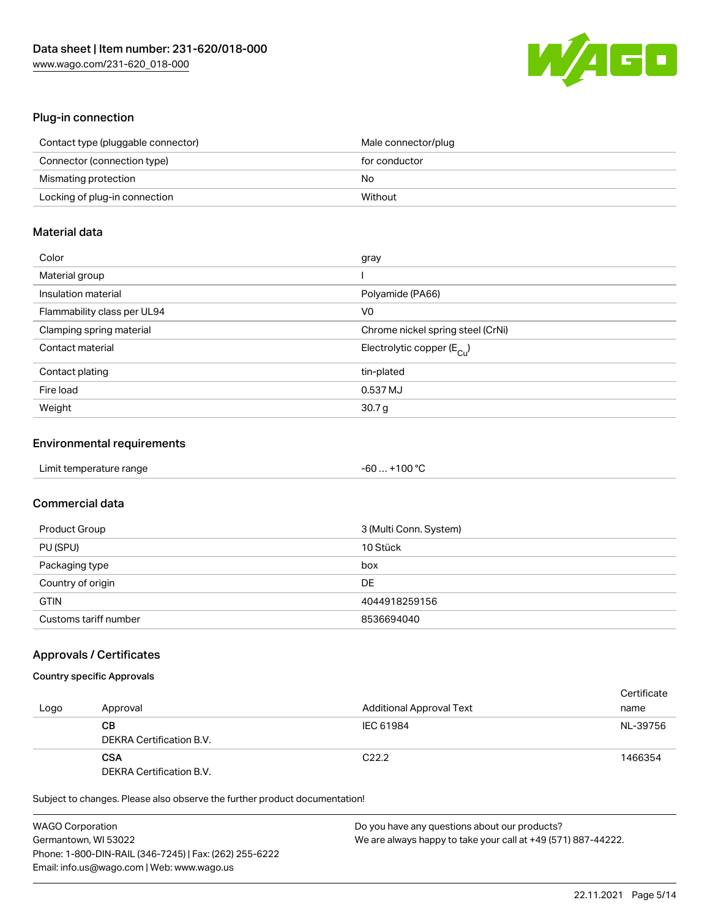## Plug-in connection

| | |
|---|---|
| Contact type (pluggable connector) | Male connector/plug |
| Connector (connection type) | for conductor |
| Mismating protection | No |
| Locking of plug-in connection | Without |

## Material data

| | |
|---|---|
| Color | gray |
| Material group | I |
| Insulation material | Polyamide (PA66) |
| Flammability class per UL94 | V0 |
| Clamping spring material | Chrome nickel spring steel (CrNi) |
| Contact material | Electrolytic copper ($E_{Cu}$) |
| Contact plating | tin-plated |
| Fire load | 0.537 MJ |
| Weight | 30.7 g |

## Environmental requirements

| | |
|---|---|
| Limit temperature range | -60 … +100 °C |

## Commercial data

| | |
|---|---|
| Product Group | 3 (Multi Conn. System) |
| PU (SPU) | 10 Stück |
| Packaging type | box |
| Country of origin | DE |
| GTIN | 4044918259156 |
| Customs tariff number | 8536694040 |

## Approvals / Certificates

### Country specific Approvals

| Logo | Approval | Additional Approval Text | Certificate name |
|---|---|---|---|
| | **CB**<br>DEKRA Certification B.V. | IEC 61984 | NL-39756 |
| | **CSA**<br>DEKRA Certification B.V. | C22.2 | 1466354 |

Subject to changes. Please also observe the further product documentation!

WAGO Corporation
Germantown, WI 53022
Phone: 1-800-DIN-RAIL (346-7245) | Fax: (262) 255-6222
Email: info.us@wago.com | Web: www.wago.us

Do you have any questions about our products?
We are always happy to take your call at +49 (571) 887-44222.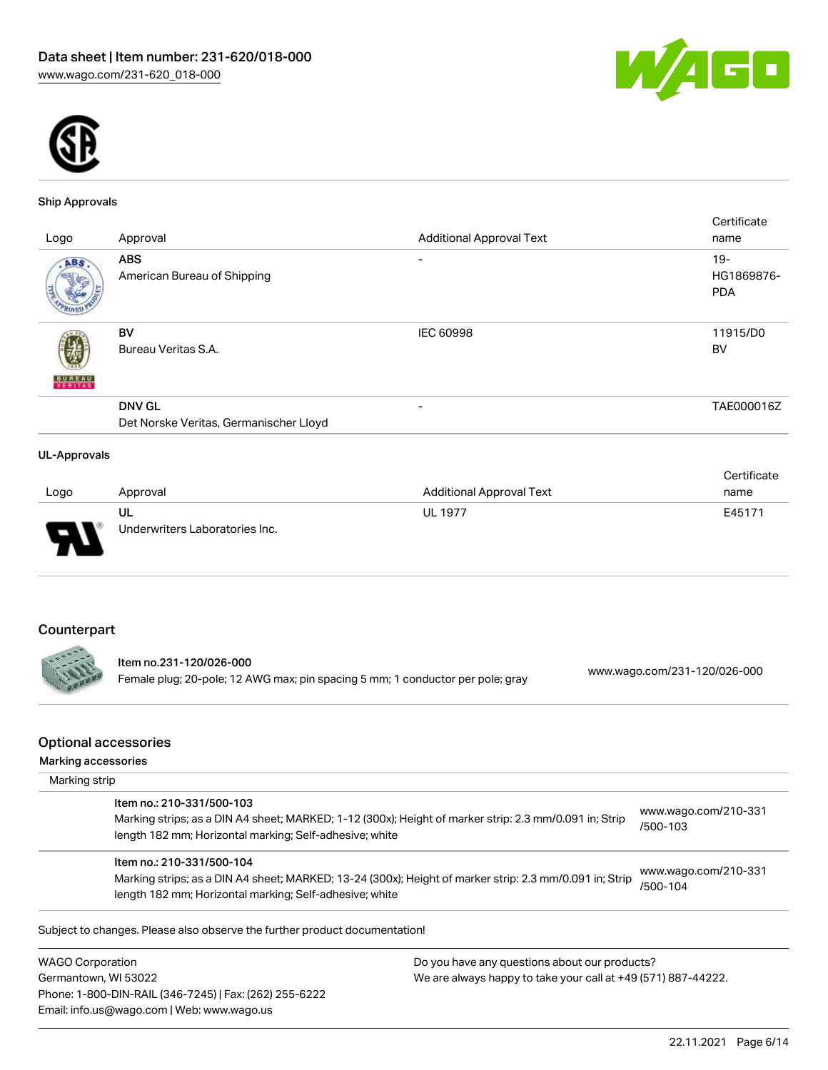### Ship Approvals

| Logo | Approval | Additional Approval Text | Certificate name |
|---|---|---|---|
| | **ABS** American Bureau of Shipping | - | 19-HG1869876-PDA |
| | **BV** Bureau Veritas S.A. | IEC 60998 | 11915/D0 BV |
| | **DNV GL** Det Norske Veritas, Germanischer Lloyd | - | TAE000016Z |

### UL-Approvals

| Logo | Approval | Additional Approval Text | Certificate name |
|---|---|---|---|
| | **UL** Underwriters Laboratories Inc. | UL 1977 | E45171 |

## Counterpart

| | |
|---|---|
| Item no.231-120/026-000<br>Female plug; 20-pole; 12 AWG max; pin spacing 5 mm; 1 conductor per pole; gray | www.wago.com/231-120/026-000 |

## Optional accessories

### Marking accessories

Marking strip

| | |
|---|---|
| Item no.: 210-331/500-103<br>Marking strips; as a DIN A4 sheet; MARKED; 1-12 (300x); Height of marker strip: 2.3 mm/0.091 in; Strip length 182 mm; Horizontal marking; Self-adhesive; white | www.wago.com/210-331/500-103 |
| Item no.: 210-331/500-104<br>Marking strips; as a DIN A4 sheet; MARKED; 13-24 (300x); Height of marker strip: 2.3 mm/0.091 in; Strip length 182 mm; Horizontal marking; Self-adhesive; white | www.wago.com/210-331/500-104 |

Subject to changes. Please also observe the further product documentation!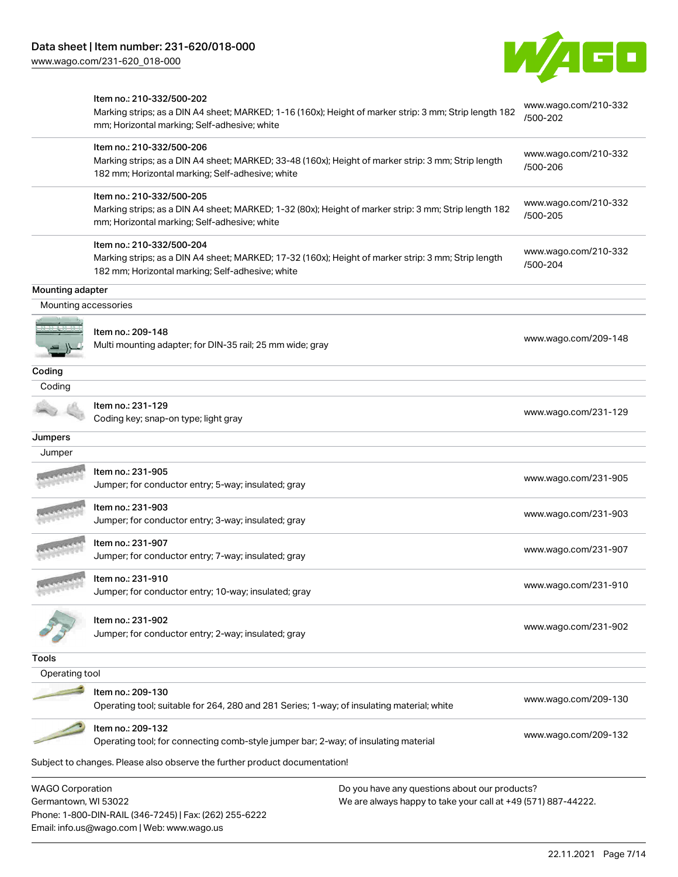| | Item | Link |
|---|---|---|
| | Item no.: 210-332/500-202<br>Marking strips; as a DIN A4 sheet; MARKED; 1-16 (160x); Height of marker strip: 3 mm; Strip length 182 mm; Horizontal marking; Self-adhesive; white | www.wago.com/210-332/500-202 |
| | Item no.: 210-332/500-206<br>Marking strips; as a DIN A4 sheet; MARKED; 33-48 (160x); Height of marker strip: 3 mm; Strip length 182 mm; Horizontal marking; Self-adhesive; white | www.wago.com/210-332/500-206 |
| | Item no.: 210-332/500-205<br>Marking strips; as a DIN A4 sheet; MARKED; 1-32 (80x); Height of marker strip: 3 mm; Strip length 182 mm; Horizontal marking; Self-adhesive; white | www.wago.com/210-332/500-205 |
| | Item no.: 210-332/500-204<br>Marking strips; as a DIN A4 sheet; MARKED; 17-32 (160x); Height of marker strip: 3 mm; Strip length 182 mm; Horizontal marking; Self-adhesive; white | www.wago.com/210-332/500-204 |

**Mounting adapter**

Mounting accessories

| Item | Link |
|---|---|
| Item no.: 209-148<br>Multi mounting adapter; for DIN-35 rail; 25 mm wide; gray | www.wago.com/209-148 |

**Coding**

Coding

| Item | Link |
|---|---|
| Item no.: 231-129<br>Coding key; snap-on type; light gray | www.wago.com/231-129 |

**Jumpers**

Jumper

| Item | Link |
|---|---|
| Item no.: 231-905<br>Jumper; for conductor entry; 5-way; insulated; gray | www.wago.com/231-905 |
| Item no.: 231-903<br>Jumper; for conductor entry; 3-way; insulated; gray | www.wago.com/231-903 |
| Item no.: 231-907<br>Jumper; for conductor entry; 7-way; insulated; gray | www.wago.com/231-907 |
| Item no.: 231-910<br>Jumper; for conductor entry; 10-way; insulated; gray | www.wago.com/231-910 |
| Item no.: 231-902<br>Jumper; for conductor entry; 2-way; insulated; gray | www.wago.com/231-902 |

**Tools**

Operating tool

| Item | Link |
|---|---|
| Item no.: 209-130<br>Operating tool; suitable for 264, 280 and 281 Series; 1-way; of insulating material; white | www.wago.com/209-130 |
| Item no.: 209-132<br>Operating tool; for connecting comb-style jumper bar; 2-way; of insulating material | www.wago.com/209-132 |

Subject to changes. Please also observe the further product documentation!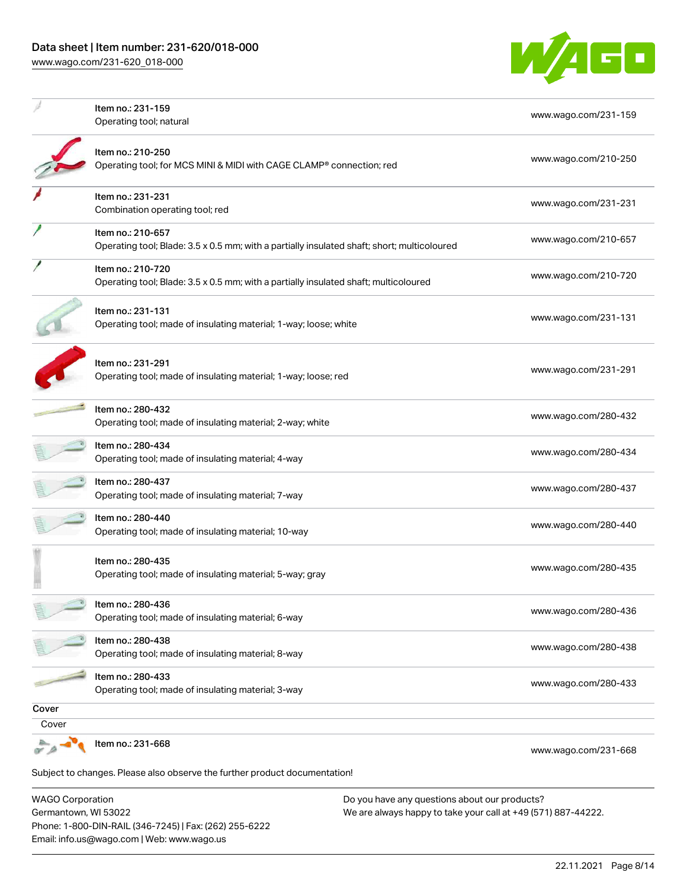| | | |
|---|---|---|
| | Item no.: 231-159<br>Operating tool; natural | www.wago.com/231-159 |
| | Item no.: 210-250<br>Operating tool; for MCS MINI & MIDI with CAGE CLAMP® connection; red | www.wago.com/210-250 |
| | Item no.: 231-231<br>Combination operating tool; red | www.wago.com/231-231 |
| | Item no.: 210-657<br>Operating tool; Blade: 3.5 x 0.5 mm; with a partially insulated shaft; short; multicoloured | www.wago.com/210-657 |
| | Item no.: 210-720<br>Operating tool; Blade: 3.5 x 0.5 mm; with a partially insulated shaft; multicoloured | www.wago.com/210-720 |
| | Item no.: 231-131<br>Operating tool; made of insulating material; 1-way; loose; white | www.wago.com/231-131 |
| | Item no.: 231-291<br>Operating tool; made of insulating material; 1-way; loose; red | www.wago.com/231-291 |
| | Item no.: 280-432<br>Operating tool; made of insulating material; 2-way; white | www.wago.com/280-432 |
| | Item no.: 280-434<br>Operating tool; made of insulating material; 4-way | www.wago.com/280-434 |
| | Item no.: 280-437<br>Operating tool; made of insulating material; 7-way | www.wago.com/280-437 |
| | Item no.: 280-440<br>Operating tool; made of insulating material; 10-way | www.wago.com/280-440 |
| | Item no.: 280-435<br>Operating tool; made of insulating material; 5-way; gray | www.wago.com/280-435 |
| | Item no.: 280-436<br>Operating tool; made of insulating material; 6-way | www.wago.com/280-436 |
| | Item no.: 280-438<br>Operating tool; made of insulating material; 8-way | www.wago.com/280-438 |
| | Item no.: 280-433<br>Operating tool; made of insulating material; 3-way | www.wago.com/280-433 |

**Cover**

Cover

| | | |
|---|---|---|
| | Item no.: 231-668 | www.wago.com/231-668 |

Subject to changes. Please also observe the further product documentation!

WAGO Corporation
Germantown, WI 53022
Phone: 1-800-DIN-RAIL (346-7245) | Fax: (262) 255-6222
Email: info.us@wago.com | Web: www.wago.us

Do you have any questions about our products?
We are always happy to take your call at +49 (571) 887-44222.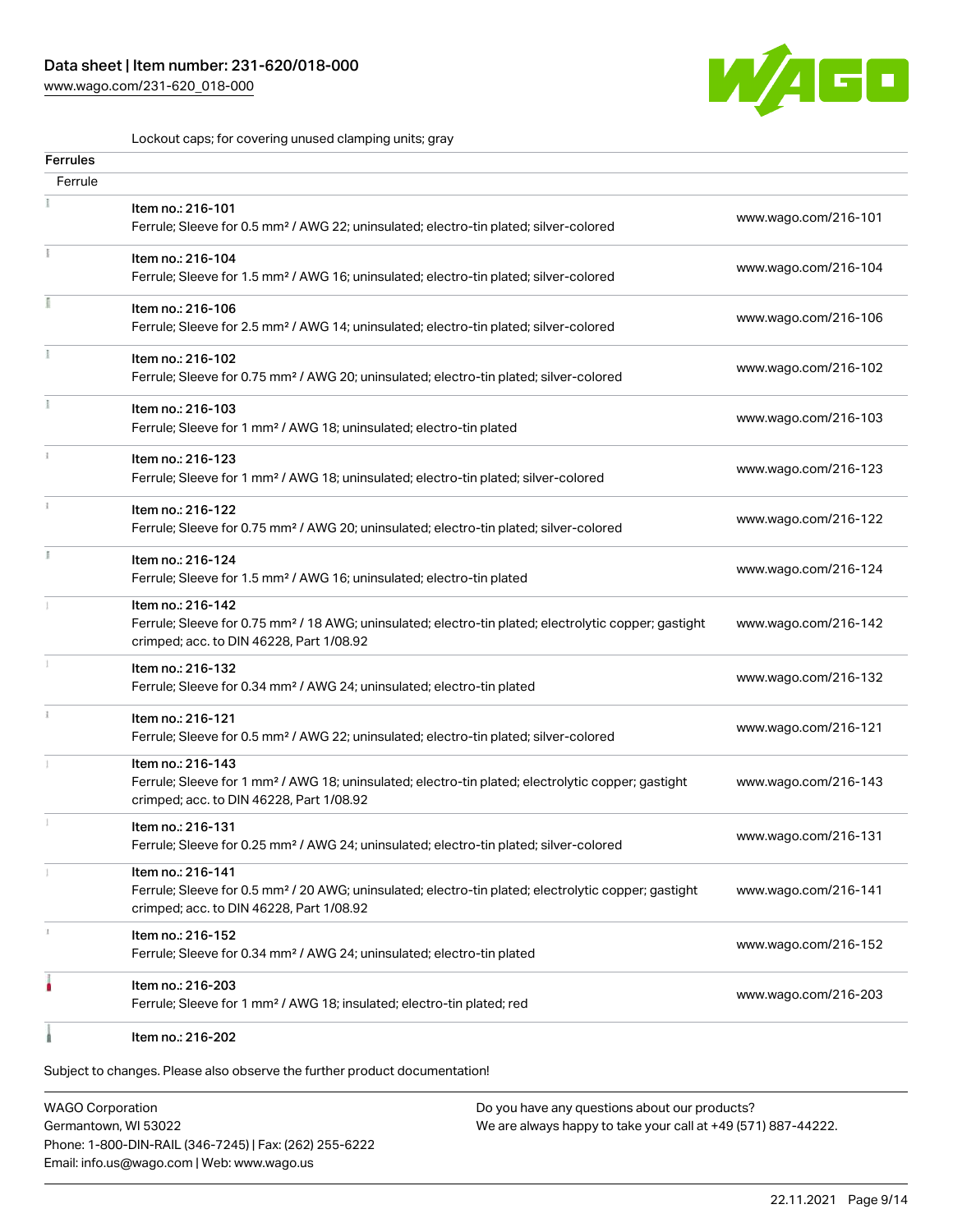Lockout caps; for covering unused clamping units; gray

| Ferrules | | |
|---|---|---|
| Ferrule | | |
| | Item no.: 216-101<br>Ferrule; Sleeve for 0.5 mm² / AWG 22; uninsulated; electro-tin plated; silver-colored | www.wago.com/216-101 |
| | Item no.: 216-104<br>Ferrule; Sleeve for 1.5 mm² / AWG 16; uninsulated; electro-tin plated; silver-colored | www.wago.com/216-104 |
| | Item no.: 216-106<br>Ferrule; Sleeve for 2.5 mm² / AWG 14; uninsulated; electro-tin plated; silver-colored | www.wago.com/216-106 |
| | Item no.: 216-102<br>Ferrule; Sleeve for 0.75 mm² / AWG 20; uninsulated; electro-tin plated; silver-colored | www.wago.com/216-102 |
| | Item no.: 216-103<br>Ferrule; Sleeve for 1 mm² / AWG 18; uninsulated; electro-tin plated | www.wago.com/216-103 |
| | Item no.: 216-123<br>Ferrule; Sleeve for 1 mm² / AWG 18; uninsulated; electro-tin plated; silver-colored | www.wago.com/216-123 |
| | Item no.: 216-122<br>Ferrule; Sleeve for 0.75 mm² / AWG 20; uninsulated; electro-tin plated; silver-colored | www.wago.com/216-122 |
| | Item no.: 216-124<br>Ferrule; Sleeve for 1.5 mm² / AWG 16; uninsulated; electro-tin plated | www.wago.com/216-124 |
| | Item no.: 216-142<br>Ferrule; Sleeve for 0.75 mm² / 18 AWG; uninsulated; electro-tin plated; electrolytic copper; gastight crimped; acc. to DIN 46228, Part 1/08.92 | www.wago.com/216-142 |
| | Item no.: 216-132<br>Ferrule; Sleeve for 0.34 mm² / AWG 24; uninsulated; electro-tin plated | www.wago.com/216-132 |
| | Item no.: 216-121<br>Ferrule; Sleeve for 0.5 mm² / AWG 22; uninsulated; electro-tin plated; silver-colored | www.wago.com/216-121 |
| | Item no.: 216-143<br>Ferrule; Sleeve for 1 mm² / AWG 18; uninsulated; electro-tin plated; electrolytic copper; gastight crimped; acc. to DIN 46228, Part 1/08.92 | www.wago.com/216-143 |
| | Item no.: 216-131<br>Ferrule; Sleeve for 0.25 mm² / AWG 24; uninsulated; electro-tin plated; silver-colored | www.wago.com/216-131 |
| | Item no.: 216-141<br>Ferrule; Sleeve for 0.5 mm² / 20 AWG; uninsulated; electro-tin plated; electrolytic copper; gastight crimped; acc. to DIN 46228, Part 1/08.92 | www.wago.com/216-141 |
| | Item no.: 216-152<br>Ferrule; Sleeve for 0.34 mm² / AWG 24; uninsulated; electro-tin plated | www.wago.com/216-152 |
| | Item no.: 216-203<br>Ferrule; Sleeve for 1 mm² / AWG 18; insulated; electro-tin plated; red | www.wago.com/216-203 |
| | Item no.: 216-202 | |

Subject to changes. Please also observe the further product documentation!

WAGO Corporation
Germantown, WI 53022
Phone: 1-800-DIN-RAIL (346-7245) | Fax: (262) 255-6222
Email: info.us@wago.com | Web: www.wago.us

Do you have any questions about our products?
We are always happy to take your call at +49 (571) 887-44222.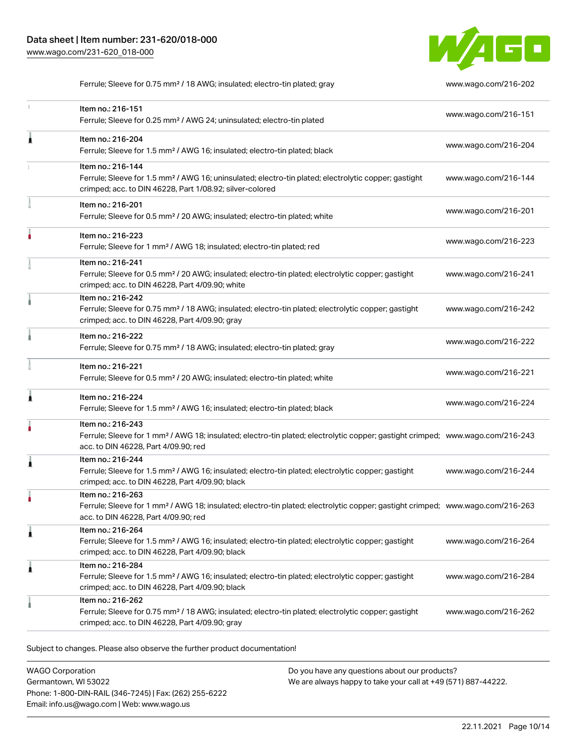| | | |
|---|---|---|
| | Ferrule; Sleeve for 0.75 mm² / 18 AWG; insulated; electro-tin plated; gray | www.wago.com/216-202 |
| | Item no.: 216-151<br>Ferrule; Sleeve for 0.25 mm² / AWG 24; uninsulated; electro-tin plated | www.wago.com/216-151 |
| | Item no.: 216-204<br>Ferrule; Sleeve for 1.5 mm² / AWG 16; insulated; electro-tin plated; black | www.wago.com/216-204 |
| | Item no.: 216-144<br>Ferrule; Sleeve for 1.5 mm² / AWG 16; uninsulated; electro-tin plated; electrolytic copper; gastight crimped; acc. to DIN 46228, Part 1/08.92; silver-colored | www.wago.com/216-144 |
| | Item no.: 216-201<br>Ferrule; Sleeve for 0.5 mm² / 20 AWG; insulated; electro-tin plated; white | www.wago.com/216-201 |
| | Item no.: 216-223<br>Ferrule; Sleeve for 1 mm² / AWG 18; insulated; electro-tin plated; red | www.wago.com/216-223 |
| | Item no.: 216-241<br>Ferrule; Sleeve for 0.5 mm² / 20 AWG; insulated; electro-tin plated; electrolytic copper; gastight crimped; acc. to DIN 46228, Part 4/09.90; white | www.wago.com/216-241 |
| | Item no.: 216-242<br>Ferrule; Sleeve for 0.75 mm² / 18 AWG; insulated; electro-tin plated; electrolytic copper; gastight crimped; acc. to DIN 46228, Part 4/09.90; gray | www.wago.com/216-242 |
| | Item no.: 216-222<br>Ferrule; Sleeve for 0.75 mm² / 18 AWG; insulated; electro-tin plated; gray | www.wago.com/216-222 |
| | Item no.: 216-221<br>Ferrule; Sleeve for 0.5 mm² / 20 AWG; insulated; electro-tin plated; white | www.wago.com/216-221 |
| | Item no.: 216-224<br>Ferrule; Sleeve for 1.5 mm² / AWG 16; insulated; electro-tin plated; black | www.wago.com/216-224 |
| | Item no.: 216-243<br>Ferrule; Sleeve for 1 mm² / AWG 18; insulated; electro-tin plated; electrolytic copper; gastight crimped; acc. to DIN 46228, Part 4/09.90; red | www.wago.com/216-243 |
| | Item no.: 216-244<br>Ferrule; Sleeve for 1.5 mm² / AWG 16; insulated; electro-tin plated; electrolytic copper; gastight crimped; acc. to DIN 46228, Part 4/09.90; black | www.wago.com/216-244 |
| | Item no.: 216-263<br>Ferrule; Sleeve for 1 mm² / AWG 18; insulated; electro-tin plated; electrolytic copper; gastight crimped; acc. to DIN 46228, Part 4/09.90; red | www.wago.com/216-263 |
| | Item no.: 216-264<br>Ferrule; Sleeve for 1.5 mm² / AWG 16; insulated; electro-tin plated; electrolytic copper; gastight crimped; acc. to DIN 46228, Part 4/09.90; black | www.wago.com/216-264 |
| | Item no.: 216-284<br>Ferrule; Sleeve for 1.5 mm² / AWG 16; insulated; electro-tin plated; electrolytic copper; gastight crimped; acc. to DIN 46228, Part 4/09.90; black | www.wago.com/216-284 |
| | Item no.: 216-262<br>Ferrule; Sleeve for 0.75 mm² / 18 AWG; insulated; electro-tin plated; electrolytic copper; gastight crimped; acc. to DIN 46228, Part 4/09.90; gray | www.wago.com/216-262 |

Subject to changes. Please also observe the further product documentation!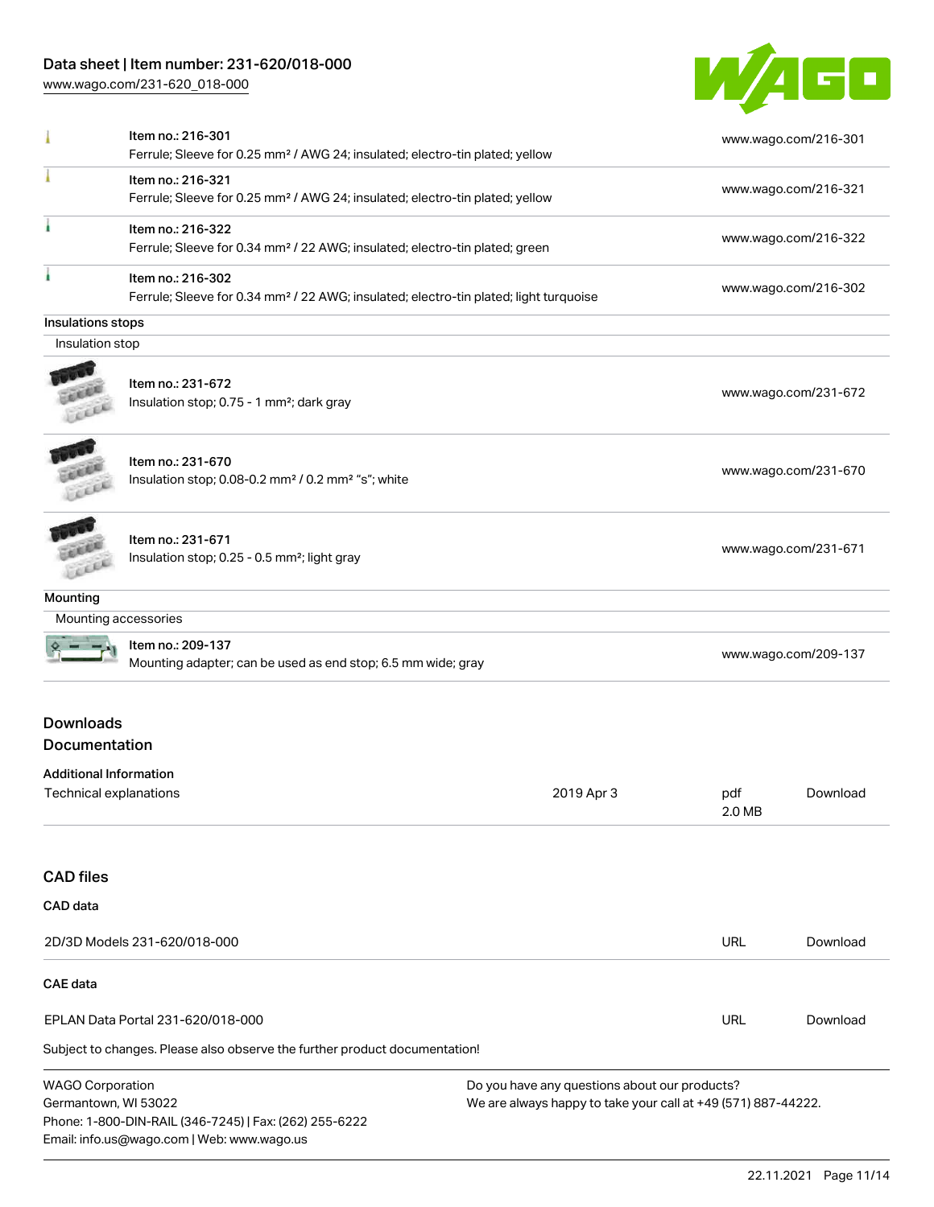| | | |
|---|---|---|
| | Item no.: 216-301<br>Ferrule; Sleeve for 0.25 mm² / AWG 24; insulated; electro-tin plated; yellow | www.wago.com/216-301 |
| | Item no.: 216-321<br>Ferrule; Sleeve for 0.25 mm² / AWG 24; insulated; electro-tin plated; yellow | www.wago.com/216-321 |
| | Item no.: 216-322<br>Ferrule; Sleeve for 0.34 mm² / 22 AWG; insulated; electro-tin plated; green | www.wago.com/216-322 |
| | Item no.: 216-302<br>Ferrule; Sleeve for 0.34 mm² / 22 AWG; insulated; electro-tin plated; light turquoise | www.wago.com/216-302 |

**Insulations stops**

Insulation stop

| | | |
|---|---|---|
| | Item no.: 231-672<br>Insulation stop; 0.75 - 1 mm²; dark gray | www.wago.com/231-672 |
| | Item no.: 231-670<br>Insulation stop; 0.08-0.2 mm² / 0.2 mm² "s"; white | www.wago.com/231-670 |
| | Item no.: 231-671<br>Insulation stop; 0.25 - 0.5 mm²; light gray | www.wago.com/231-671 |

**Mounting**

Mounting accessories

| | | |
|---|---|---|
| | Item no.: 209-137<br>Mounting adapter; can be used as end stop; 6.5 mm wide; gray | www.wago.com/209-137 |

## Downloads

## Documentation

**Additional Information**

| | | | |
|---|---|---|---|
| Technical explanations | 2019 Apr 3 | pdf<br>2.0 MB | Download |

## CAD files

**CAD data**

| | | |
|---|---|---|
| 2D/3D Models 231-620/018-000 | URL | Download |

**CAE data**

| | | |
|---|---|---|
| EPLAN Data Portal 231-620/018-000 | URL | Download |

Subject to changes. Please also observe the further product documentation!

WAGO Corporation
Germantown, WI 53022
Phone: 1-800-DIN-RAIL (346-7245) | Fax: (262) 255-6222
Email: info.us@wago.com | Web: www.wago.us

Do you have any questions about our products?
We are always happy to take your call at +49 (571) 887-44222.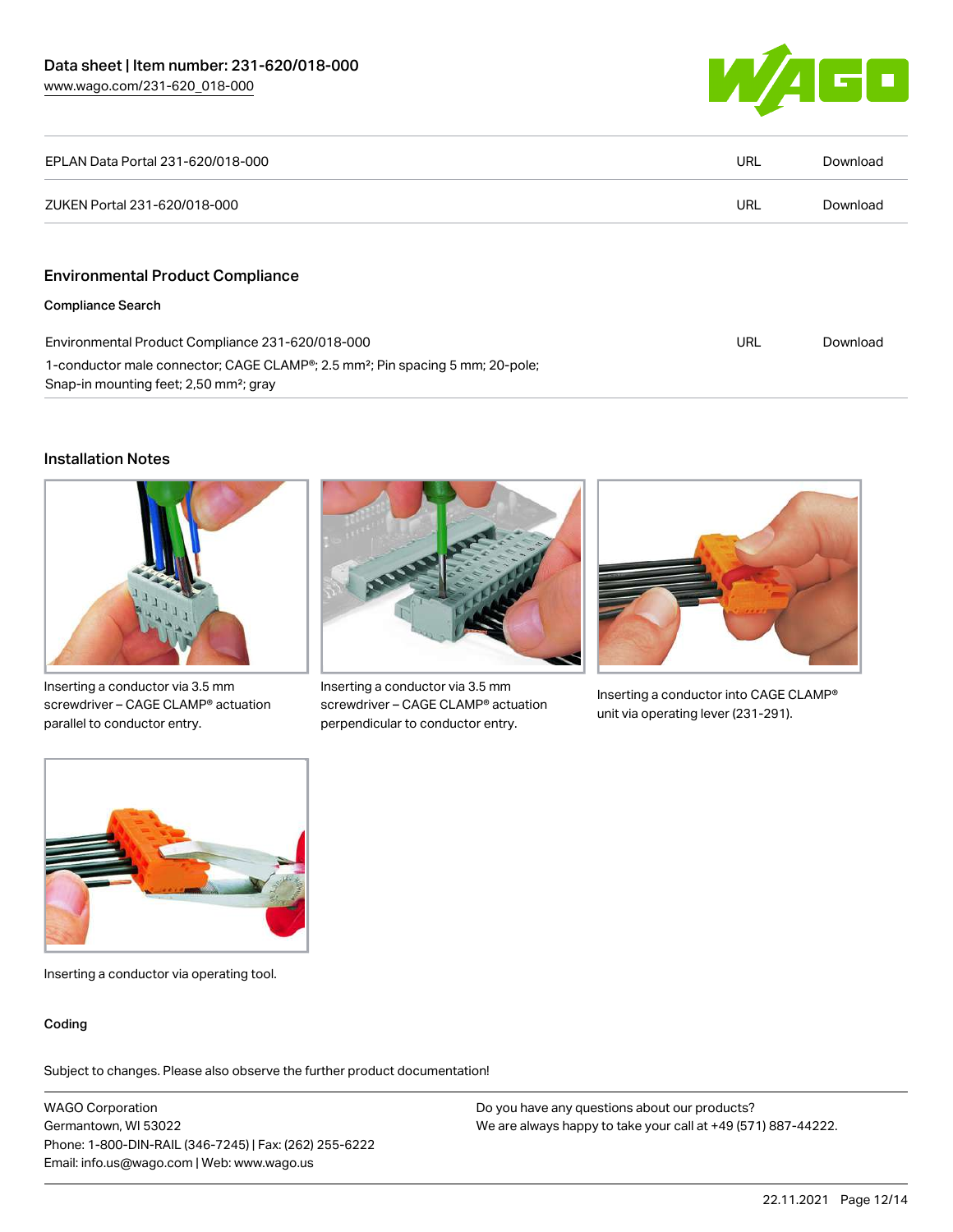| | | |
|---|---|---|
| EPLAN Data Portal 231-620/018-000 | URL | Download |
| ZUKEN Portal 231-620/018-000 | URL | Download |

## Environmental Product Compliance

### Compliance Search

| | | |
|---|---|---|
| Environmental Product Compliance 231-620/018-000<br>1-conductor male connector; CAGE CLAMP®; 2.5 mm²; Pin spacing 5 mm; 20-pole; Snap-in mounting feet; 2,50 mm²; gray | URL | Download |

## Installation Notes

Inserting a conductor via 3.5 mm screwdriver – CAGE CLAMP® actuation parallel to conductor entry.

Inserting a conductor via 3.5 mm screwdriver – CAGE CLAMP® actuation perpendicular to conductor entry.

Inserting a conductor into CAGE CLAMP® unit via operating lever (231-291).

Inserting a conductor via operating tool.

### Coding

Subject to changes. Please also observe the further product documentation!

WAGO Corporation
Germantown, WI 53022
Phone: 1-800-DIN-RAIL (346-7245) | Fax: (262) 255-6222
Email: info.us@wago.com | Web: www.wago.us

Do you have any questions about our products?
We are always happy to take your call at +49 (571) 887-44222.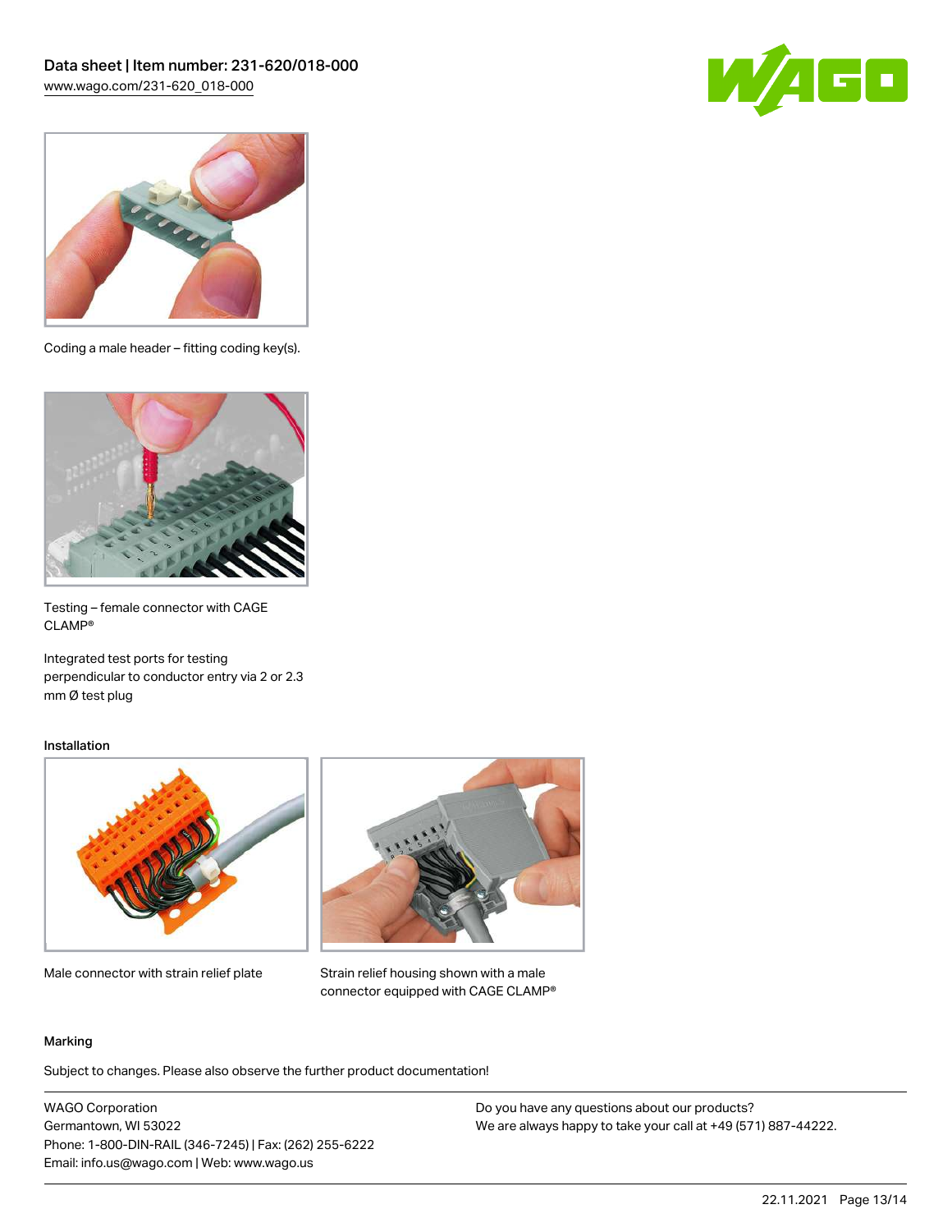Coding a male header – fitting coding key(s).

Testing – female connector with CAGE CLAMP®

Integrated test ports for testing perpendicular to conductor entry via 2 or 2.3 mm Ø test plug

## Installation

Male connector with strain relief plate

Strain relief housing shown with a male connector equipped with CAGE CLAMP®

## Marking

Subject to changes. Please also observe the further product documentation!

WAGO Corporation
Germantown, WI 53022
Phone: 1-800-DIN-RAIL (346-7245) | Fax: (262) 255-6222
Email: info.us@wago.com | Web: www.wago.us

Do you have any questions about our products?
We are always happy to take your call at +49 (571) 887-44222.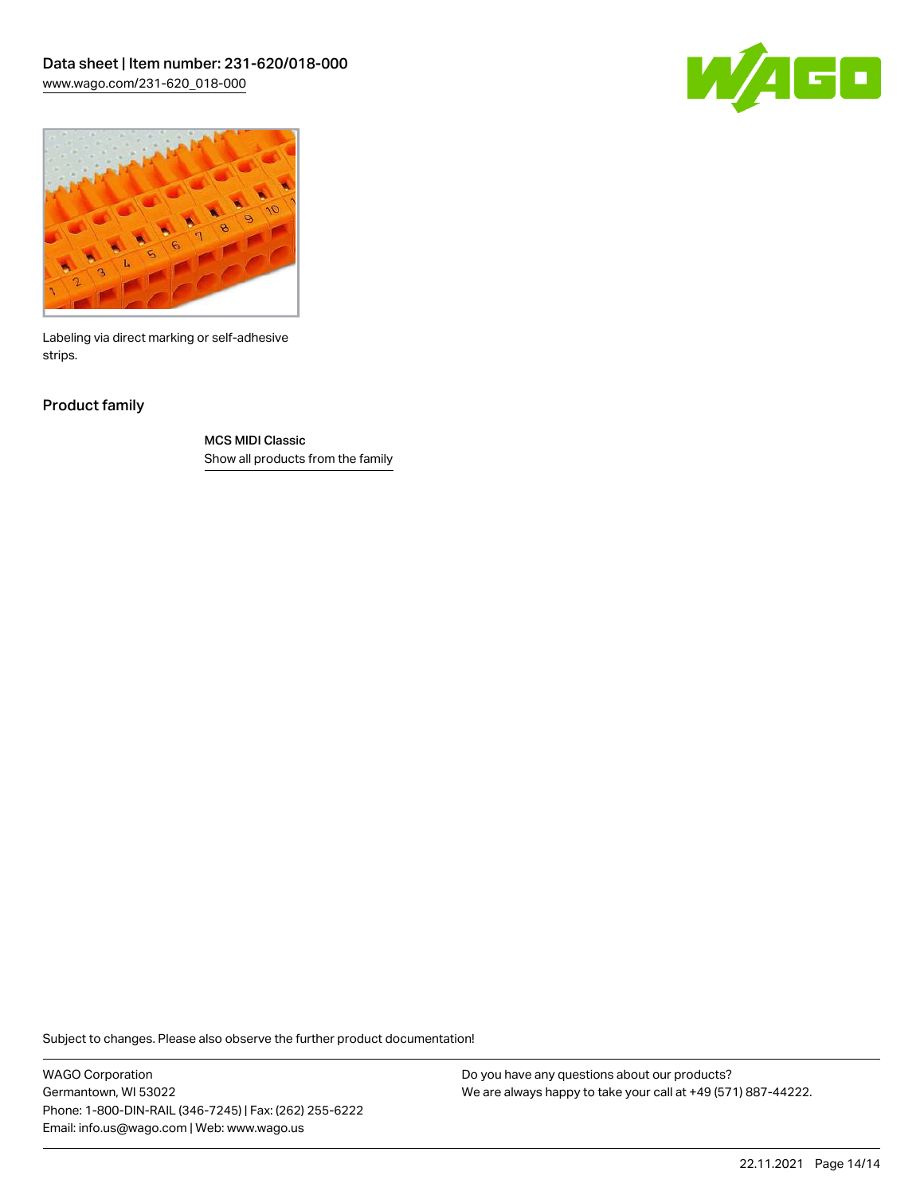Labeling via direct marking or self-adhesive strips.

## Product family

MCS MIDI Classic
Show all products from the family

Subject to changes. Please also observe the further product documentation!

WAGO Corporation
Germantown, WI 53022
Phone: 1-800-DIN-RAIL (346-7245) | Fax: (262) 255-6222
Email: info.us@wago.com | Web: www.wago.us

Do you have any questions about our products?
We are always happy to take your call at +49 (571) 887-44222.